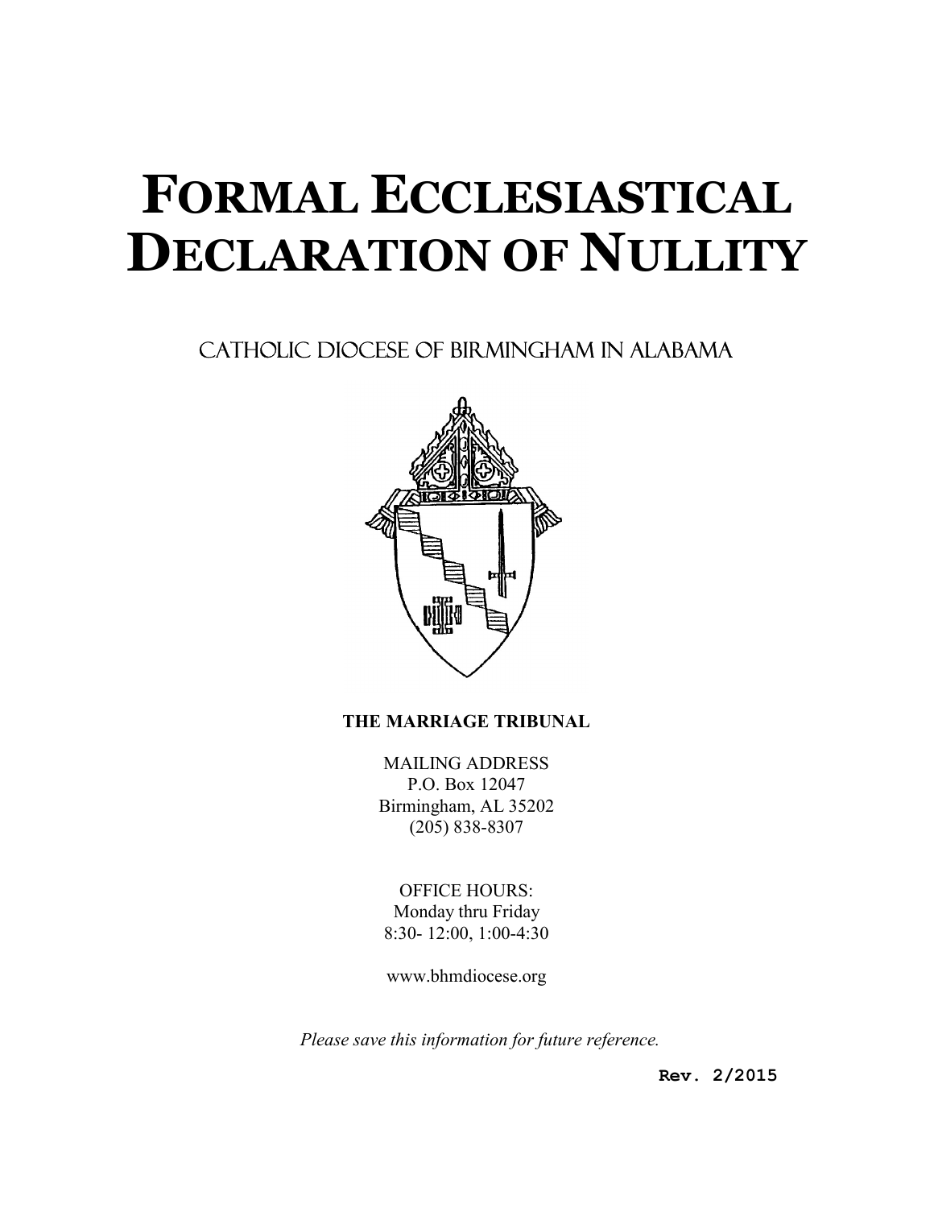# FORMAL ECCLESIASTICAL DECLARATION OF NULLITY

CATHOLIC DIOCESE OF BIRMINGHAM IN ALABAMA

**THE MARRIAGE TRIBUNAL**

MAILING ADDRESS
P.O. Box 12047
Birmingham, AL 35202
(205) 838-8307

OFFICE HOURS:
Monday thru Friday
8:30- 12:00, 1:00-4:30

www.bhmdiocese.org

*Please save this information for future reference.*

**Rev. 2/2015**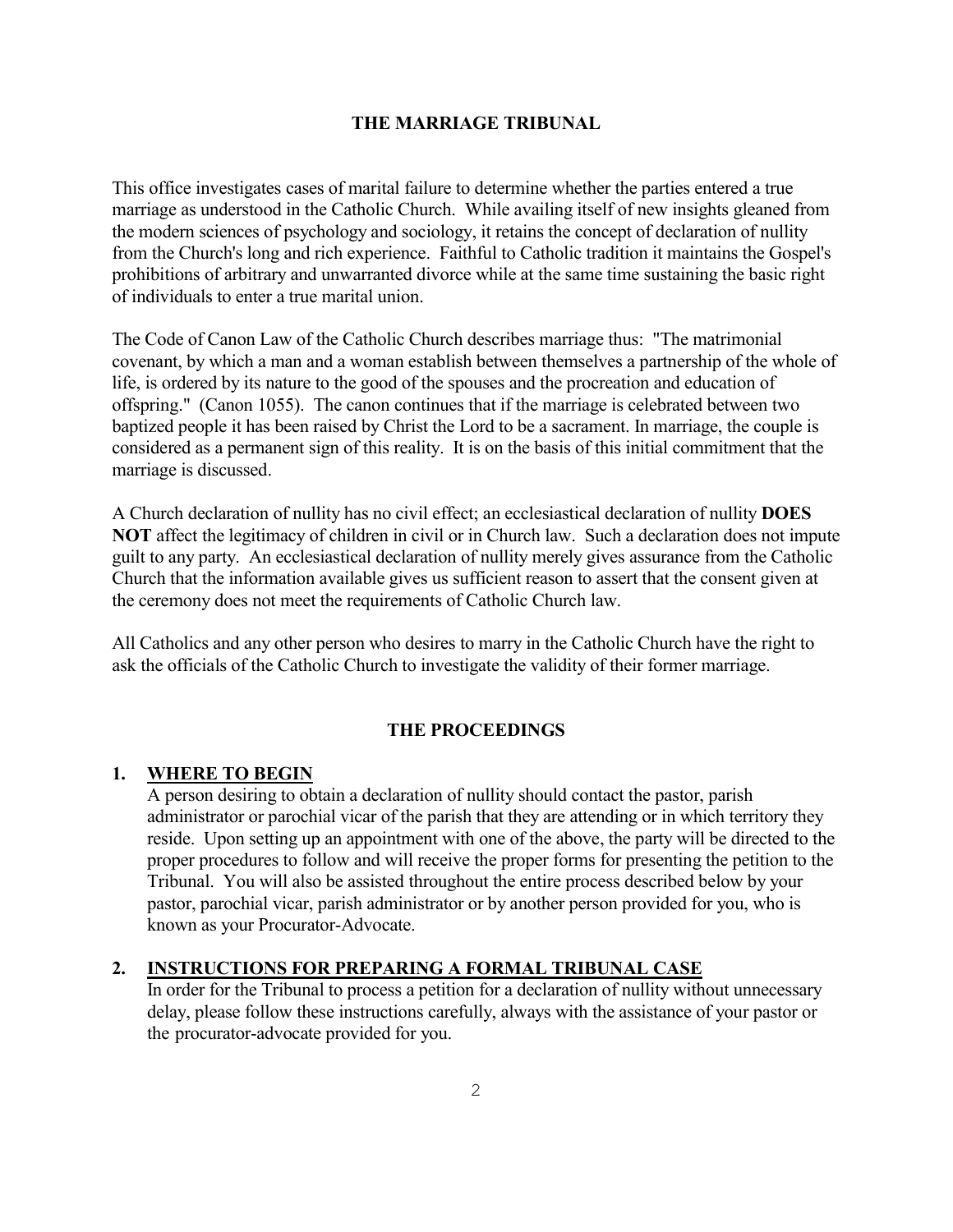## THE MARRIAGE TRIBUNAL

This office investigates cases of marital failure to determine whether the parties entered a true marriage as understood in the Catholic Church. While availing itself of new insights gleaned from the modern sciences of psychology and sociology, it retains the concept of declaration of nullity from the Church's long and rich experience. Faithful to Catholic tradition it maintains the Gospel's prohibitions of arbitrary and unwarranted divorce while at the same time sustaining the basic right of individuals to enter a true marital union.

The Code of Canon Law of the Catholic Church describes marriage thus: "The matrimonial covenant, by which a man and a woman establish between themselves a partnership of the whole of life, is ordered by its nature to the good of the spouses and the procreation and education of offspring." (Canon 1055). The canon continues that if the marriage is celebrated between two baptized people it has been raised by Christ the Lord to be a sacrament. In marriage, the couple is considered as a permanent sign of this reality. It is on the basis of this initial commitment that the marriage is discussed.

A Church declaration of nullity has no civil effect; an ecclesiastical declaration of nullity **DOES NOT** affect the legitimacy of children in civil or in Church law. Such a declaration does not impute guilt to any party. An ecclesiastical declaration of nullity merely gives assurance from the Catholic Church that the information available gives us sufficient reason to assert that the consent given at the ceremony does not meet the requirements of Catholic Church law.

All Catholics and any other person who desires to marry in the Catholic Church have the right to ask the officials of the Catholic Church to investigate the validity of their former marriage.

## THE PROCEEDINGS

### 1. WHERE TO BEGIN

A person desiring to obtain a declaration of nullity should contact the pastor, parish administrator or parochial vicar of the parish that they are attending or in which territory they reside. Upon setting up an appointment with one of the above, the party will be directed to the proper procedures to follow and will receive the proper forms for presenting the petition to the Tribunal. You will also be assisted throughout the entire process described below by your pastor, parochial vicar, parish administrator or by another person provided for you, who is known as your Procurator-Advocate.

### 2. INSTRUCTIONS FOR PREPARING A FORMAL TRIBUNAL CASE

In order for the Tribunal to process a petition for a declaration of nullity without unnecessary delay, please follow these instructions carefully, always with the assistance of your pastor or the procurator-advocate provided for you.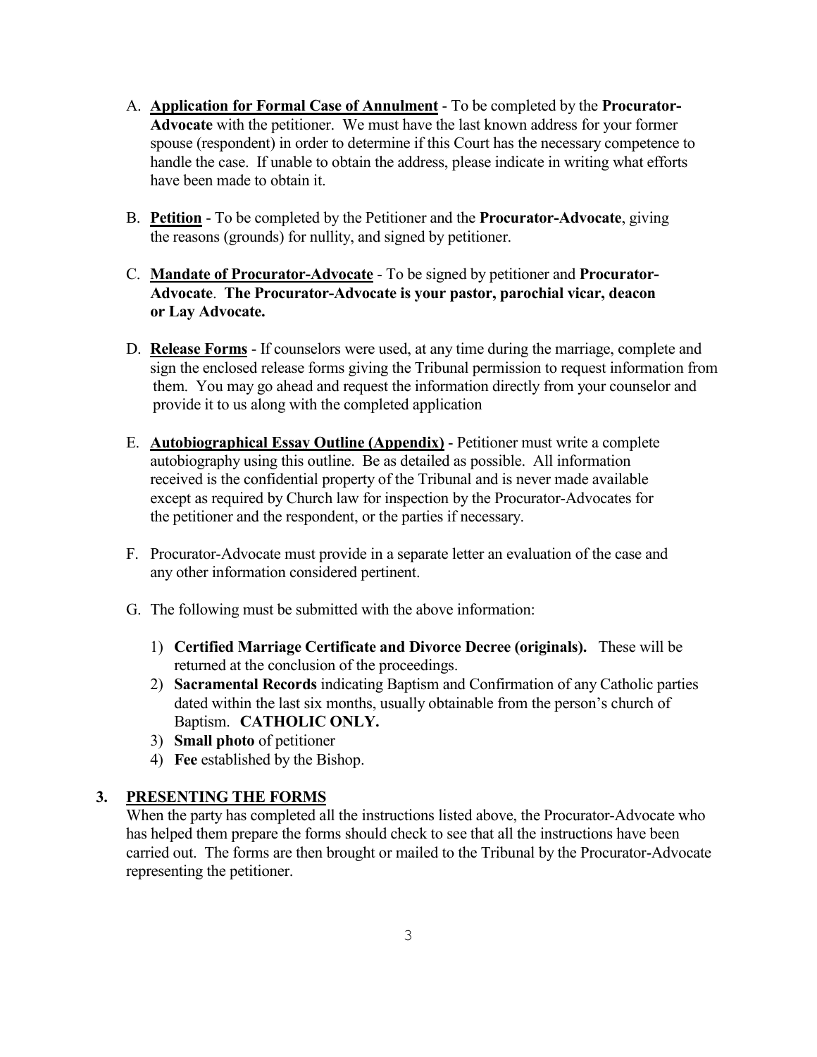A. **<u>Application for Formal Case of Annulment</u>** - To be completed by the **Procurator-Advocate** with the petitioner. We must have the last known address for your former spouse (respondent) in order to determine if this Court has the necessary competence to handle the case. If unable to obtain the address, please indicate in writing what efforts have been made to obtain it.

B. **<u>Petition</u>** - To be completed by the Petitioner and the **Procurator-Advocate**, giving the reasons (grounds) for nullity, and signed by petitioner.

C. **<u>Mandate of Procurator-Advocate</u>** - To be signed by petitioner and **Procurator-Advocate**. **The Procurator-Advocate is your pastor, parochial vicar, deacon or Lay Advocate.**

D. **<u>Release Forms</u>** - If counselors were used, at any time during the marriage, complete and sign the enclosed release forms giving the Tribunal permission to request information from them. You may go ahead and request the information directly from your counselor and provide it to us along with the completed application

E. **<u>Autobiographical Essay Outline (Appendix)</u>** - Petitioner must write a complete autobiography using this outline. Be as detailed as possible. All information received is the confidential property of the Tribunal and is never made available except as required by Church law for inspection by the Procurator-Advocates for the petitioner and the respondent, or the parties if necessary.

F. Procurator-Advocate must provide in a separate letter an evaluation of the case and any other information considered pertinent.

G. The following must be submitted with the above information:

   1) **Certified Marriage Certificate and Divorce Decree (originals).** These will be returned at the conclusion of the proceedings.
   2) **Sacramental Records** indicating Baptism and Confirmation of any Catholic parties dated within the last six months, usually obtainable from the person's church of Baptism. **CATHOLIC ONLY.**
   3) **Small photo** of petitioner
   4) **Fee** established by the Bishop.

## 3. <u>PRESENTING THE FORMS</u>

When the party has completed all the instructions listed above, the Procurator-Advocate who has helped them prepare the forms should check to see that all the instructions have been carried out. The forms are then brought or mailed to the Tribunal by the Procurator-Advocate representing the petitioner.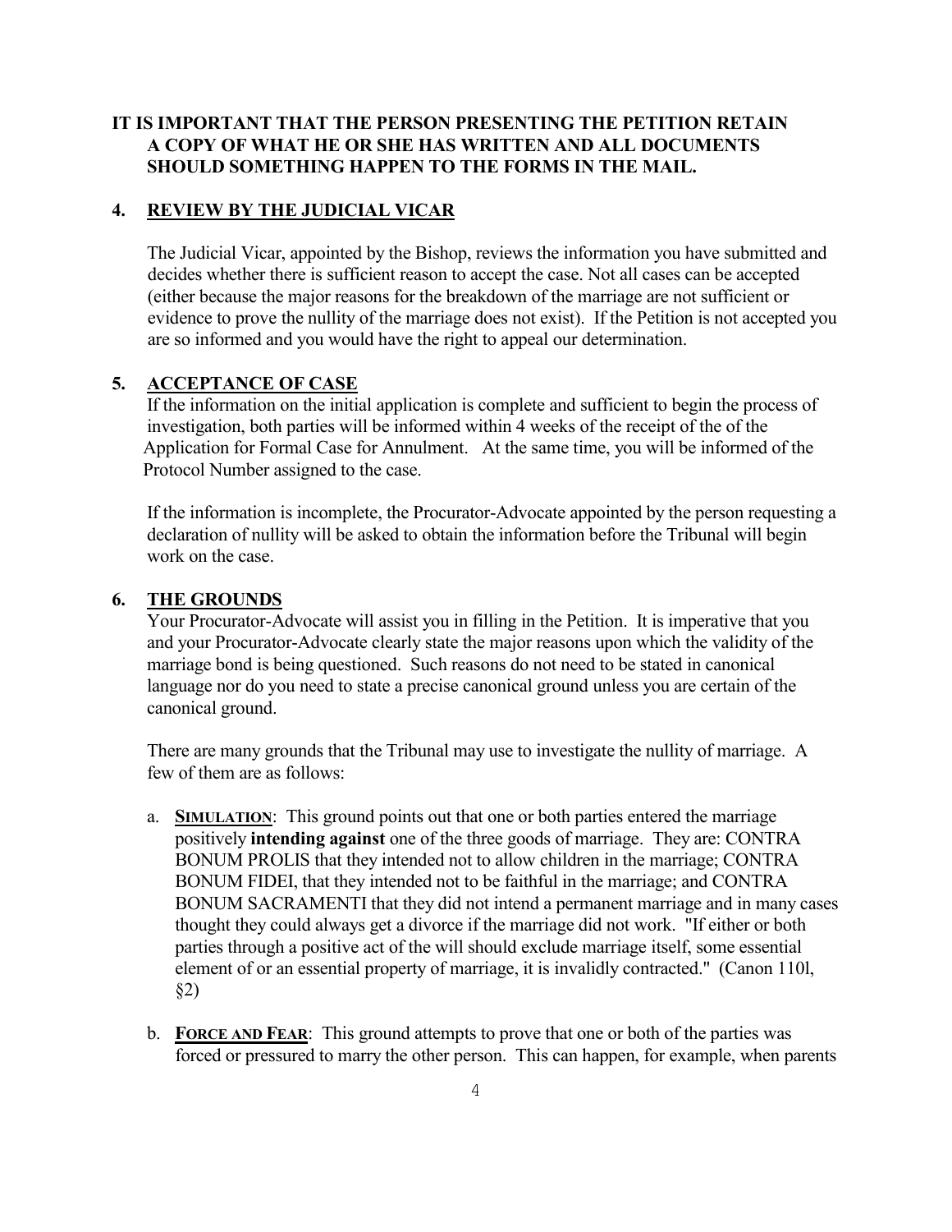**IT IS IMPORTANT THAT THE PERSON PRESENTING THE PETITION RETAIN A COPY OF WHAT HE OR SHE HAS WRITTEN AND ALL DOCUMENTS SHOULD SOMETHING HAPPEN TO THE FORMS IN THE MAIL.**

## 4. REVIEW BY THE JUDICIAL VICAR

The Judicial Vicar, appointed by the Bishop, reviews the information you have submitted and decides whether there is sufficient reason to accept the case. Not all cases can be accepted (either because the major reasons for the breakdown of the marriage are not sufficient or evidence to prove the nullity of the marriage does not exist). If the Petition is not accepted you are so informed and you would have the right to appeal our determination.

## 5. ACCEPTANCE OF CASE

If the information on the initial application is complete and sufficient to begin the process of investigation, both parties will be informed within 4 weeks of the receipt of the of the Application for Formal Case for Annulment. At the same time, you will be informed of the Protocol Number assigned to the case.

If the information is incomplete, the Procurator-Advocate appointed by the person requesting a declaration of nullity will be asked to obtain the information before the Tribunal will begin work on the case.

## 6. THE GROUNDS

Your Procurator-Advocate will assist you in filling in the Petition. It is imperative that you and your Procurator-Advocate clearly state the major reasons upon which the validity of the marriage bond is being questioned. Such reasons do not need to be stated in canonical language nor do you need to state a precise canonical ground unless you are certain of the canonical ground.

There are many grounds that the Tribunal may use to investigate the nullity of marriage. A few of them are as follows:

a. **SIMULATION**: This ground points out that one or both parties entered the marriage positively **intending against** one of the three goods of marriage. They are: CONTRA BONUM PROLIS that they intended not to allow children in the marriage; CONTRA BONUM FIDEI, that they intended not to be faithful in the marriage; and CONTRA BONUM SACRAMENTI that they did not intend a permanent marriage and in many cases thought they could always get a divorce if the marriage did not work. "If either or both parties through a positive act of the will should exclude marriage itself, some essential element of or an essential property of marriage, it is invalidly contracted." (Canon 110l, §2)

b. **FORCE AND FEAR**: This ground attempts to prove that one or both of the parties was forced or pressured to marry the other person. This can happen, for example, when parents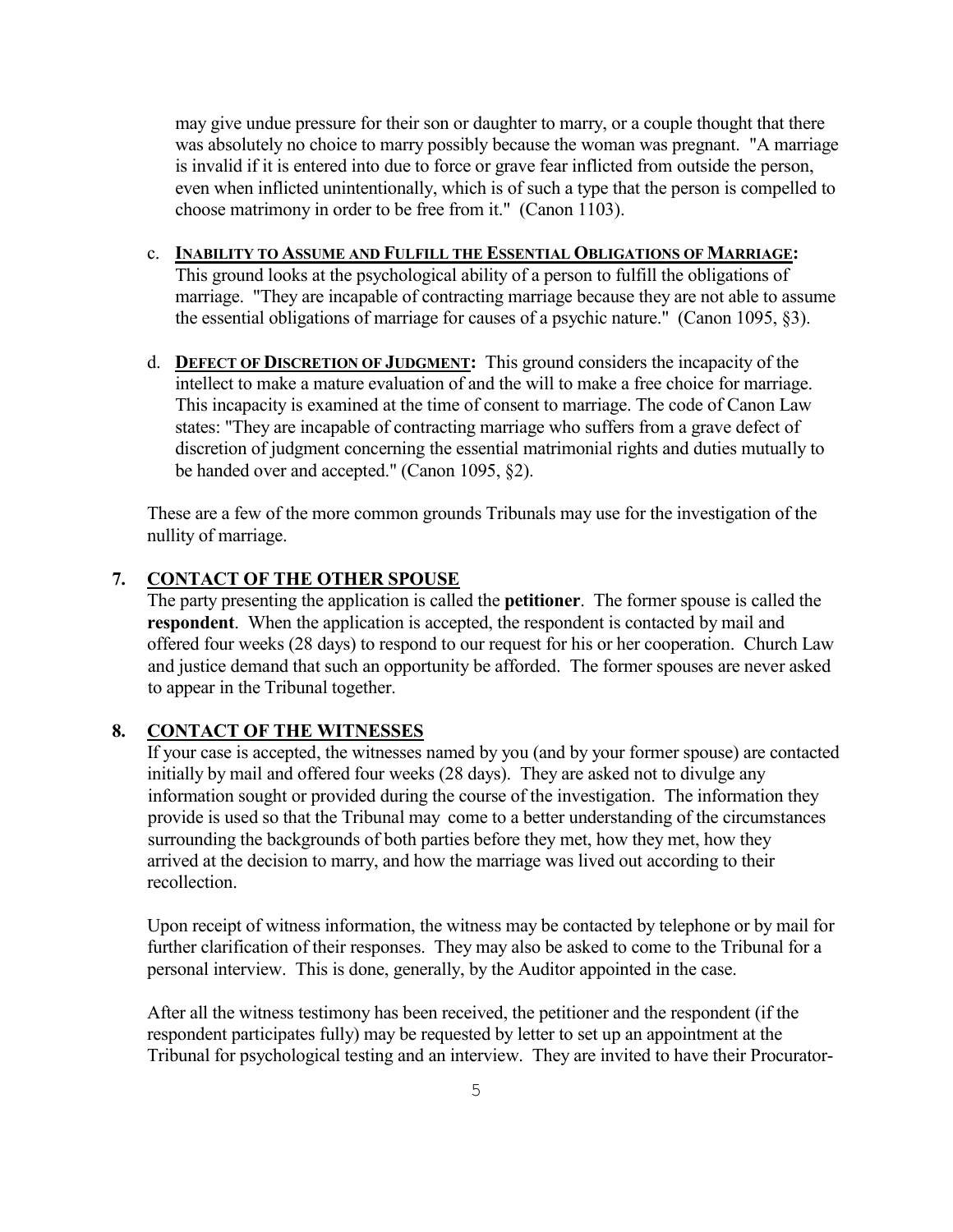may give undue pressure for their son or daughter to marry, or a couple thought that there was absolutely no choice to marry possibly because the woman was pregnant. "A marriage is invalid if it is entered into due to force or grave fear inflicted from outside the person, even when inflicted unintentionally, which is of such a type that the person is compelled to choose matrimony in order to be free from it." (Canon 1103).

c. **INABILITY TO ASSUME AND FULFILL THE ESSENTIAL OBLIGATIONS OF MARRIAGE:** This ground looks at the psychological ability of a person to fulfill the obligations of marriage. "They are incapable of contracting marriage because they are not able to assume the essential obligations of marriage for causes of a psychic nature." (Canon 1095, §3).

d. **DEFECT OF DISCRETION OF JUDGMENT:** This ground considers the incapacity of the intellect to make a mature evaluation of and the will to make a free choice for marriage. This incapacity is examined at the time of consent to marriage. The code of Canon Law states: "They are incapable of contracting marriage who suffers from a grave defect of discretion of judgment concerning the essential matrimonial rights and duties mutually to be handed over and accepted." (Canon 1095, §2).

These are a few of the more common grounds Tribunals may use for the investigation of the nullity of marriage.

## 7. CONTACT OF THE OTHER SPOUSE

The party presenting the application is called the **petitioner**. The former spouse is called the **respondent**. When the application is accepted, the respondent is contacted by mail and offered four weeks (28 days) to respond to our request for his or her cooperation. Church Law and justice demand that such an opportunity be afforded. The former spouses are never asked to appear in the Tribunal together.

## 8. CONTACT OF THE WITNESSES

If your case is accepted, the witnesses named by you (and by your former spouse) are contacted initially by mail and offered four weeks (28 days). They are asked not to divulge any information sought or provided during the course of the investigation. The information they provide is used so that the Tribunal may come to a better understanding of the circumstances surrounding the backgrounds of both parties before they met, how they met, how they arrived at the decision to marry, and how the marriage was lived out according to their recollection.

Upon receipt of witness information, the witness may be contacted by telephone or by mail for further clarification of their responses. They may also be asked to come to the Tribunal for a personal interview. This is done, generally, by the Auditor appointed in the case.

After all the witness testimony has been received, the petitioner and the respondent (if the respondent participates fully) may be requested by letter to set up an appointment at the Tribunal for psychological testing and an interview. They are invited to have their Procurator-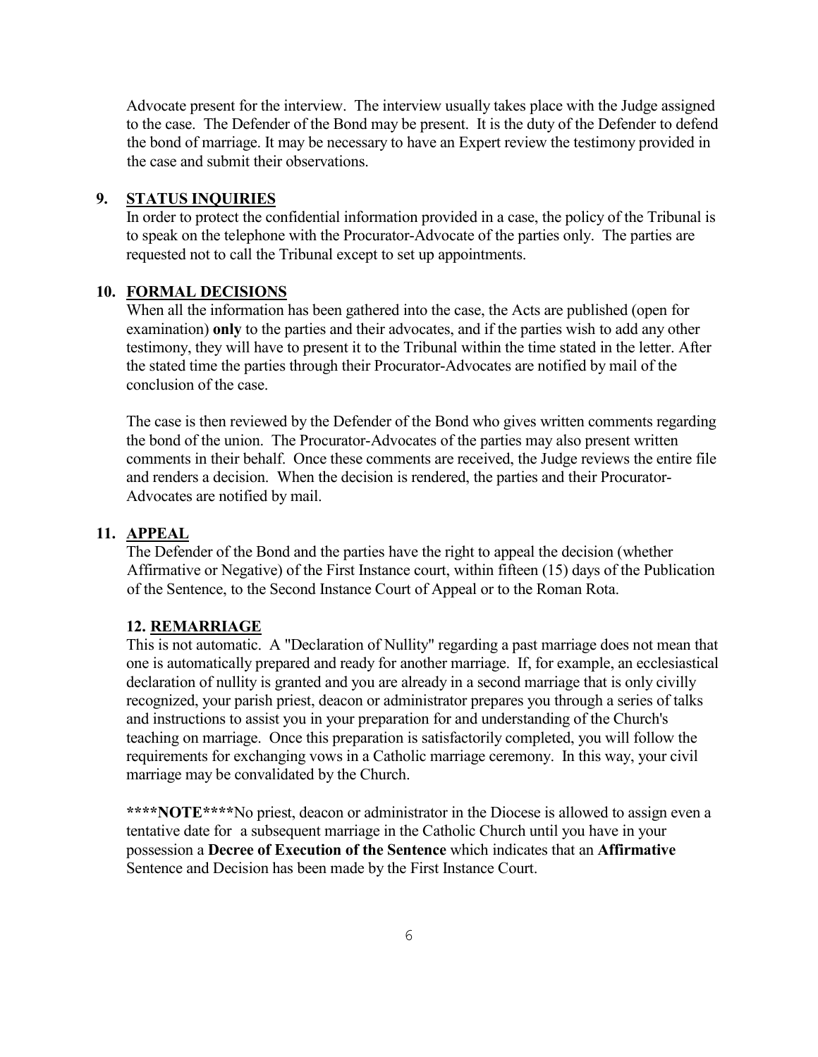Advocate present for the interview. The interview usually takes place with the Judge assigned to the case. The Defender of the Bond may be present. It is the duty of the Defender to defend the bond of marriage. It may be necessary to have an Expert review the testimony provided in the case and submit their observations.

## 9. STATUS INQUIRIES

In order to protect the confidential information provided in a case, the policy of the Tribunal is to speak on the telephone with the Procurator-Advocate of the parties only. The parties are requested not to call the Tribunal except to set up appointments.

## 10. FORMAL DECISIONS

When all the information has been gathered into the case, the Acts are published (open for examination) **only** to the parties and their advocates, and if the parties wish to add any other testimony, they will have to present it to the Tribunal within the time stated in the letter. After the stated time the parties through their Procurator-Advocates are notified by mail of the conclusion of the case.

The case is then reviewed by the Defender of the Bond who gives written comments regarding the bond of the union. The Procurator-Advocates of the parties may also present written comments in their behalf. Once these comments are received, the Judge reviews the entire file and renders a decision. When the decision is rendered, the parties and their Procurator-Advocates are notified by mail.

## 11. APPEAL

The Defender of the Bond and the parties have the right to appeal the decision (whether Affirmative or Negative) of the First Instance court, within fifteen (15) days of the Publication of the Sentence, to the Second Instance Court of Appeal or to the Roman Rota.

## 12. REMARRIAGE

This is not automatic. A "Declaration of Nullity" regarding a past marriage does not mean that one is automatically prepared and ready for another marriage. If, for example, an ecclesiastical declaration of nullity is granted and you are already in a second marriage that is only civilly recognized, your parish priest, deacon or administrator prepares you through a series of talks and instructions to assist you in your preparation for and understanding of the Church's teaching on marriage. Once this preparation is satisfactorily completed, you will follow the requirements for exchanging vows in a Catholic marriage ceremony. In this way, your civil marriage may be convalidated by the Church.

**\*\*\*\*NOTE\*\*\*\***No priest, deacon or administrator in the Diocese is allowed to assign even a tentative date for a subsequent marriage in the Catholic Church until you have in your possession a **Decree of Execution of the Sentence** which indicates that an **Affirmative** Sentence and Decision has been made by the First Instance Court.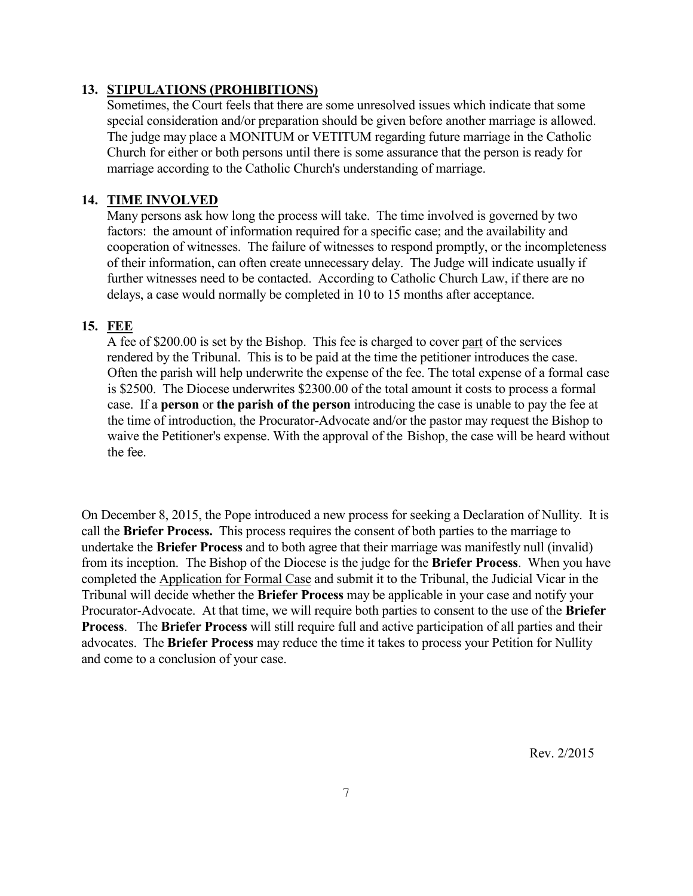## 13. <u>STIPULATIONS (PROHIBITIONS)</u>

Sometimes, the Court feels that there are some unresolved issues which indicate that some special consideration and/or preparation should be given before another marriage is allowed. The judge may place a MONITUM or VETITUM regarding future marriage in the Catholic Church for either or both persons until there is some assurance that the person is ready for marriage according to the Catholic Church's understanding of marriage.

## 14. <u>TIME INVOLVED</u>

Many persons ask how long the process will take. The time involved is governed by two factors: the amount of information required for a specific case; and the availability and cooperation of witnesses. The failure of witnesses to respond promptly, or the incompleteness of their information, can often create unnecessary delay. The Judge will indicate usually if further witnesses need to be contacted. According to Catholic Church Law, if there are no delays, a case would normally be completed in 10 to 15 months after acceptance.

## 15. <u>FEE</u>

A fee of $200.00 is set by the Bishop. This fee is charged to cover <u>part</u> of the services rendered by the Tribunal. This is to be paid at the time the petitioner introduces the case. Often the parish will help underwrite the expense of the fee. The total expense of a formal case is $2500. The Diocese underwrites $2300.00 of the total amount it costs to process a formal case. If a **person** or **the parish of the person** introducing the case is unable to pay the fee at the time of introduction, the Procurator-Advocate and/or the pastor may request the Bishop to waive the Petitioner's expense. With the approval of the Bishop, the case will be heard without the fee.

On December 8, 2015, the Pope introduced a new process for seeking a Declaration of Nullity. It is call the **Briefer Process.** This process requires the consent of both parties to the marriage to undertake the **Briefer Process** and to both agree that their marriage was manifestly null (invalid) from its inception. The Bishop of the Diocese is the judge for the **Briefer Process**. When you have completed the <u>Application for Formal Case</u> and submit it to the Tribunal, the Judicial Vicar in the Tribunal will decide whether the **Briefer Process** may be applicable in your case and notify your Procurator-Advocate. At that time, we will require both parties to consent to the use of the **Briefer Process**. The **Briefer Process** will still require full and active participation of all parties and their advocates. The **Briefer Process** may reduce the time it takes to process your Petition for Nullity and come to a conclusion of your case.

Rev. 2/2015